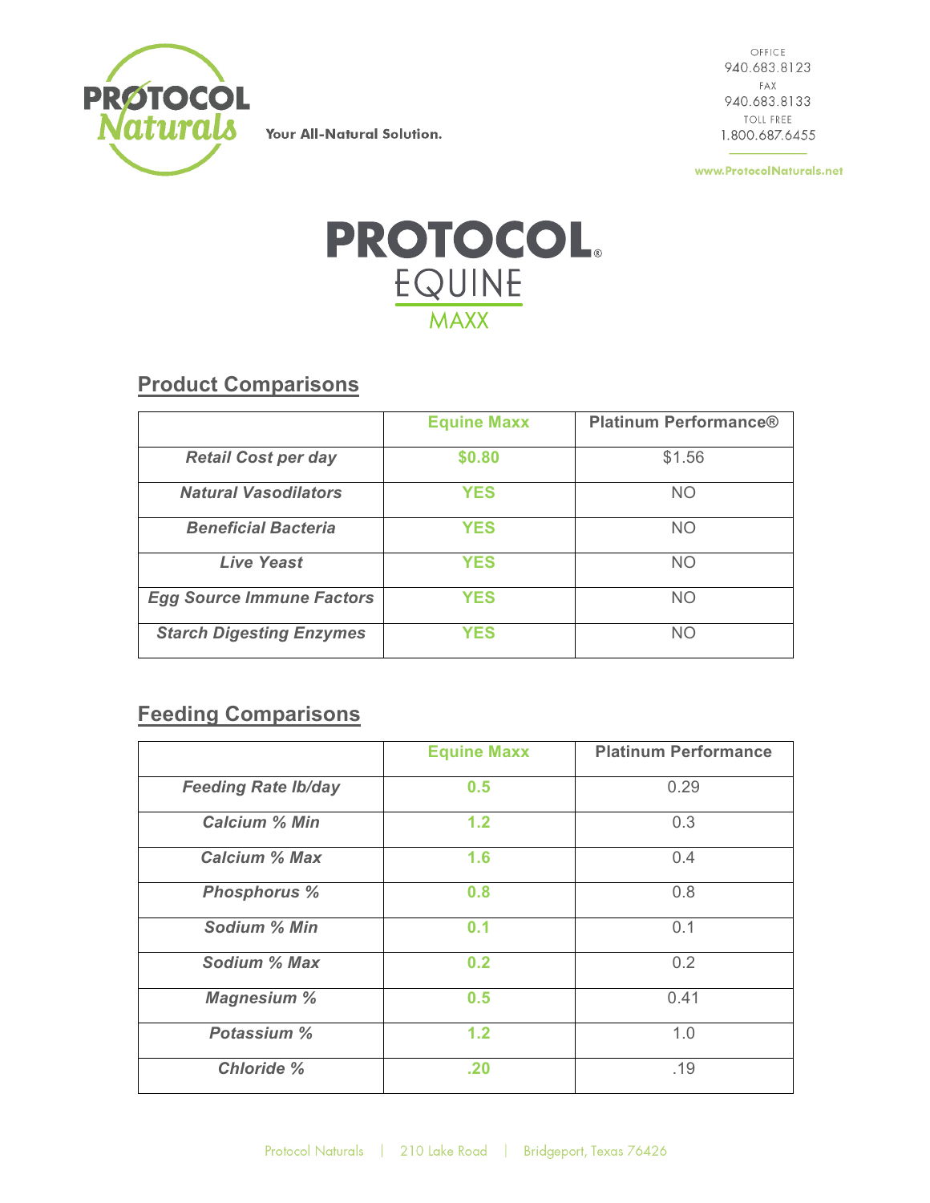PROTOCOL Naturals

Your All-Natural Solution.

OFFICE
940.683.8123
FAX
940.683.8133
TOLL FREE
1.800.687.6455

www.ProtocolNaturals.net

# PROTOCOL® EQUINE MAXX

## Product Comparisons

| | Equine Maxx | Platinum Performance® |
|---|---|---|
| ***Retail Cost per day*** | **$0.80** | $1.56 |
| ***Natural Vasodilators*** | **YES** | NO |
| ***Beneficial Bacteria*** | **YES** | NO |
| ***Live Yeast*** | **YES** | NO |
| ***Egg Source Immune Factors*** | **YES** | NO |
| ***Starch Digesting Enzymes*** | **YES** | NO |

## Feeding Comparisons

| | Equine Maxx | Platinum Performance |
|---|---|---|
| ***Feeding Rate lb/day*** | **0.5** | 0.29 |
| ***Calcium % Min*** | **1.2** | 0.3 |
| ***Calcium % Max*** | **1.6** | 0.4 |
| ***Phosphorus %*** | **0.8** | 0.8 |
| ***Sodium % Min*** | **0.1** | 0.1 |
| ***Sodium % Max*** | **0.2** | 0.2 |
| ***Magnesium %*** | **0.5** | 0.41 |
| ***Potassium %*** | **1.2** | 1.0 |
| ***Chloride %*** | **.20** | .19 |

Protocol Naturals | 210 Lake Road | Bridgeport, Texas 76426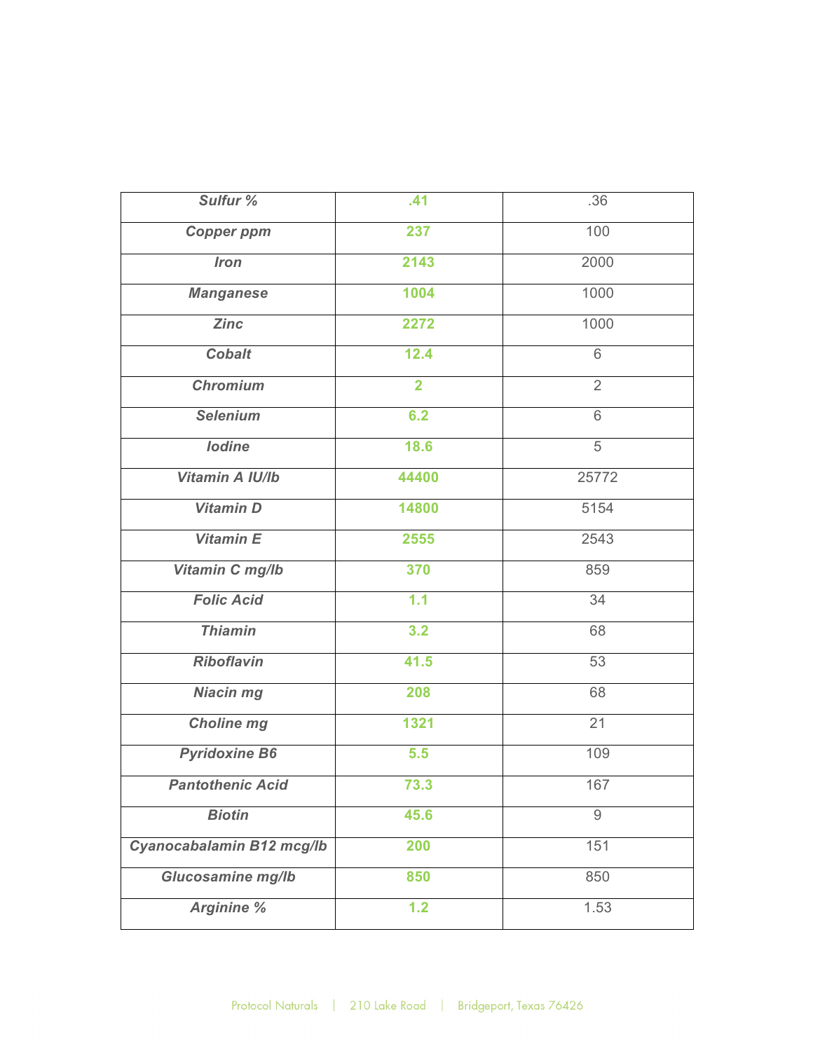| | | |
|---|---|---|
| ***Sulfur %*** | **.41** | .36 |
| ***Copper ppm*** | **237** | 100 |
| ***Iron*** | **2143** | 2000 |
| ***Manganese*** | **1004** | 1000 |
| ***Zinc*** | **2272** | 1000 |
| ***Cobalt*** | **12.4** | 6 |
| ***Chromium*** | **2** | 2 |
| ***Selenium*** | **6.2** | 6 |
| ***Iodine*** | **18.6** | 5 |
| ***Vitamin A IU/lb*** | **44400** | 25772 |
| ***Vitamin D*** | **14800** | 5154 |
| ***Vitamin E*** | **2555** | 2543 |
| ***Vitamin C mg/lb*** | **370** | 859 |
| ***Folic Acid*** | **1.1** | 34 |
| ***Thiamin*** | **3.2** | 68 |
| ***Riboflavin*** | **41.5** | 53 |
| ***Niacin mg*** | **208** | 68 |
| ***Choline mg*** | **1321** | 21 |
| ***Pyridoxine B6*** | **5.5** | 109 |
| ***Pantothenic Acid*** | **73.3** | 167 |
| ***Biotin*** | **45.6** | 9 |
| ***Cyanocabalamin B12 mcg/lb*** | **200** | 151 |
| ***Glucosamine mg/lb*** | **850** | 850 |
| ***Arginine %*** | **1.2** | 1.53 |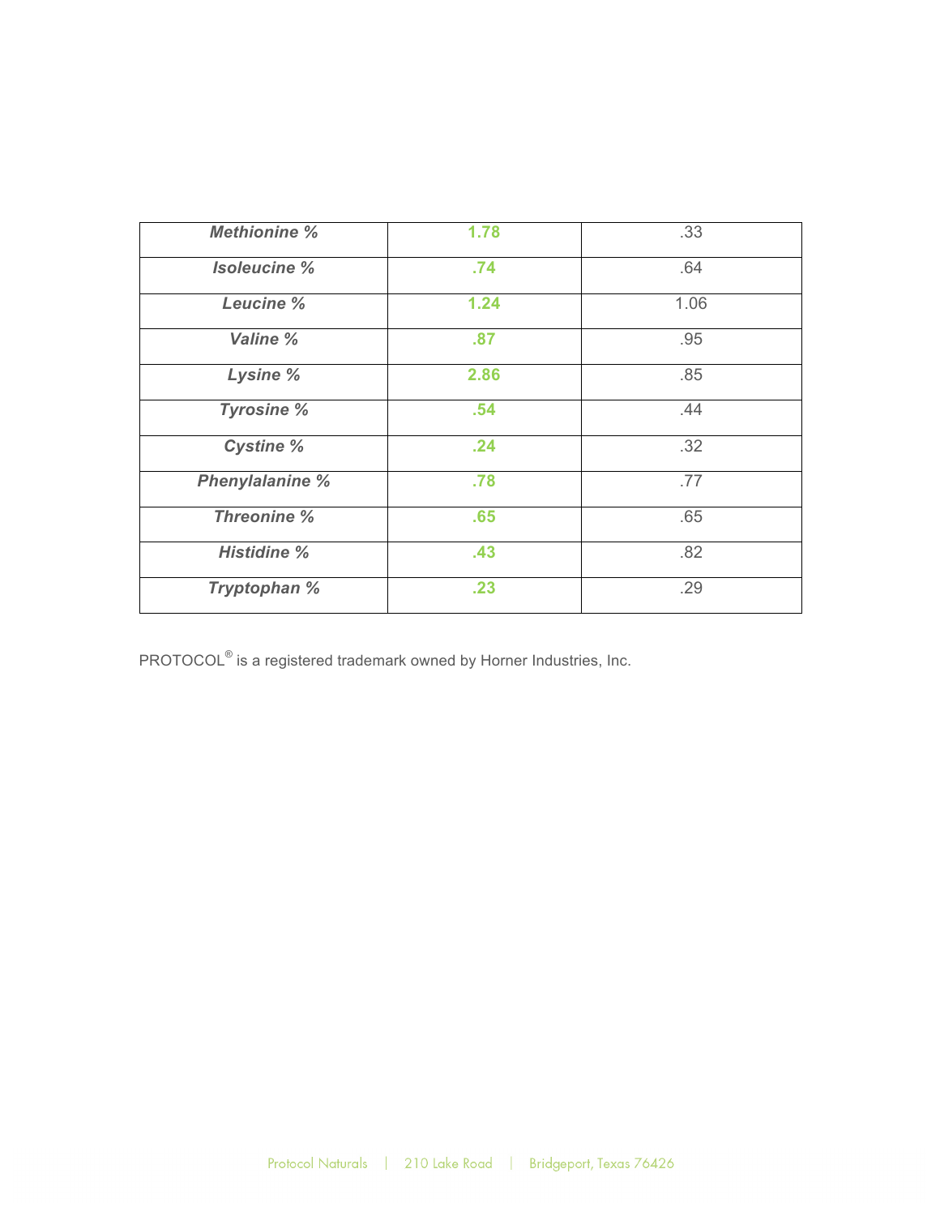| | | |
|---|---|---|
| ***Methionine %*** | **1.78** | .33 |
| ***Isoleucine %*** | **.74** | .64 |
| ***Leucine %*** | **1.24** | 1.06 |
| ***Valine %*** | **.87** | .95 |
| ***Lysine %*** | **2.86** | .85 |
| ***Tyrosine %*** | **.54** | .44 |
| ***Cystine %*** | **.24** | .32 |
| ***Phenylalanine %*** | **.78** | .77 |
| ***Threonine %*** | **.65** | .65 |
| ***Histidine %*** | **.43** | .82 |
| ***Tryptophan %*** | **.23** | .29 |

PROTOCOL® is a registered trademark owned by Horner Industries, Inc.

Protocol Naturals | 210 Lake Road | Bridgeport, Texas 76426